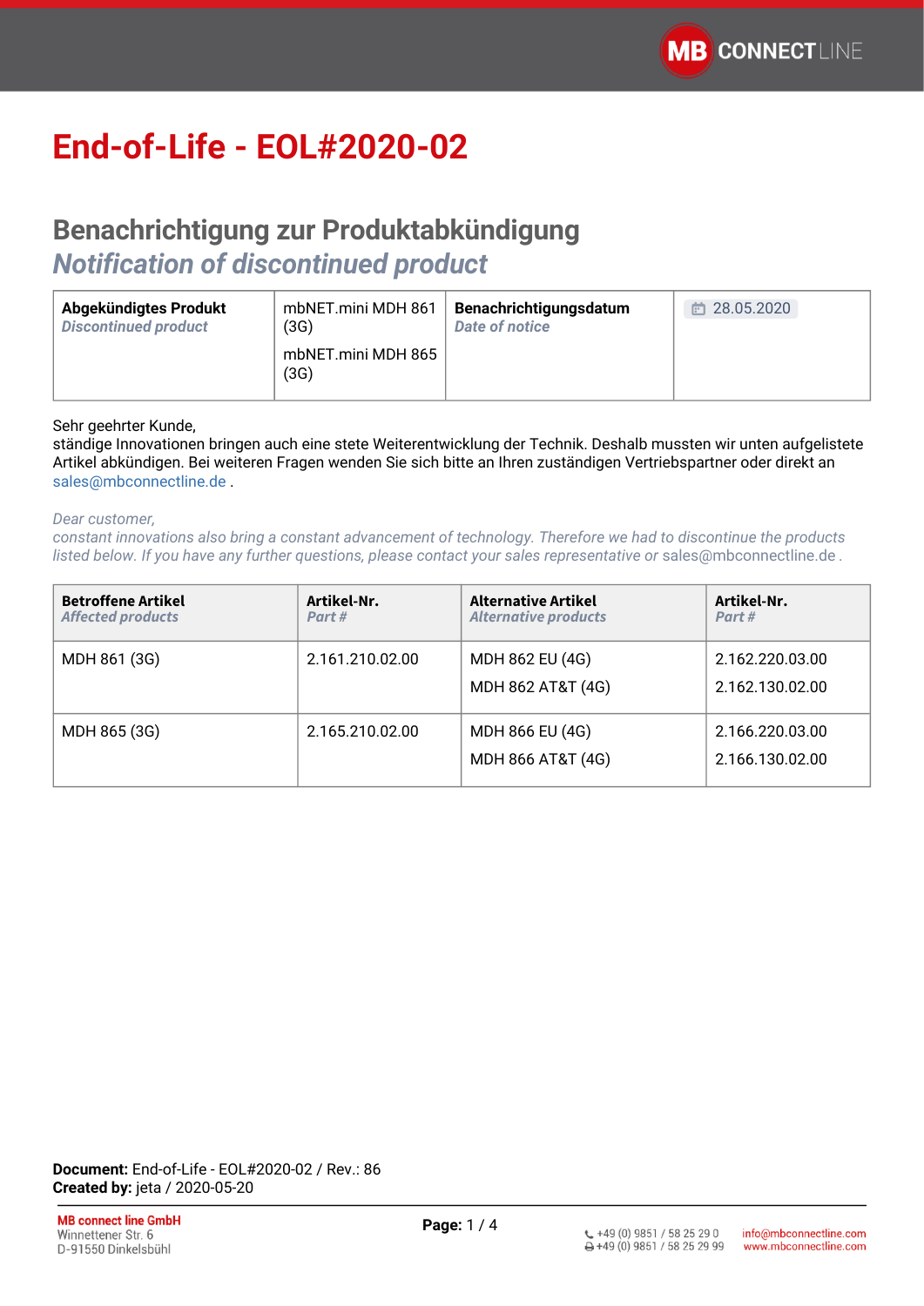# End-of-Life - EOL#2020-02

## Benachrichtigung zur Produktabkündigung
## *Notification of discontinued product*

| **Abgekündigtes Produkt** *Discontinued product* | mbNET.mini MDH 861 (3G)<br>mbNET.mini MDH 865 (3G) | **Benachrichtigungsdatum** *Date of notice* | 28.05.2020 |
|---|---|---|---|

Sehr geehrter Kunde,
ständige Innovationen bringen auch eine stete Weiterentwicklung der Technik. Deshalb mussten wir unten aufgelistete Artikel abkündigen. Bei weiteren Fragen wenden Sie sich bitte an Ihren zuständigen Vertriebspartner oder direkt an sales@mbconnectline.de .

*Dear customer,*
*constant innovations also bring a constant advancement of technology. Therefore we had to discontinue the products listed below. If you have any further questions, please contact your sales representative or sales@mbconnectline.de .*

| **Betroffene Artikel** *Affected products* | **Artikel-Nr.** *Part #* | **Alternative Artikel** *Alternative products* | **Artikel-Nr.** *Part #* |
|---|---|---|---|
| MDH 861 (3G) | 2.161.210.02.00 | MDH 862 EU (4G)<br>MDH 862 AT&T (4G) | 2.162.220.03.00<br>2.162.130.02.00 |
| MDH 865 (3G) | 2.165.210.02.00 | MDH 866 EU (4G)<br>MDH 866 AT&T (4G) | 2.166.220.03.00<br>2.166.130.02.00 |

**Document:** End-of-Life - EOL#2020-02 / Rev.: 86
**Created by:** jeta / 2020-05-20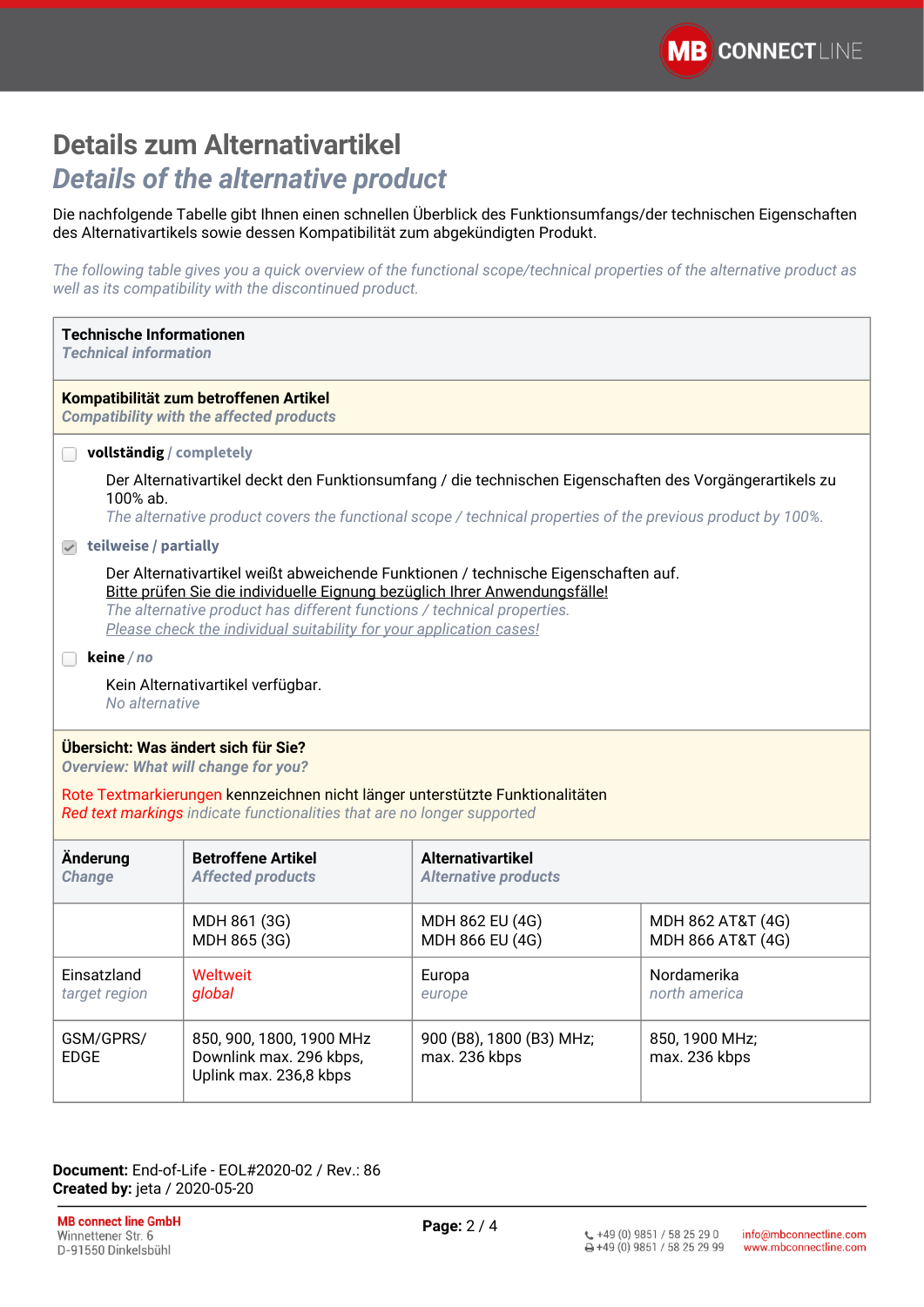# Details zum Alternativartikel

## *Details of the alternative product*

Die nachfolgende Tabelle gibt Ihnen einen schnellen Überblick des Funktionsumfangs/der technischen Eigenschaften des Alternativartikels sowie dessen Kompatibilität zum abgekündigten Produkt.

*The following table gives you a quick overview of the functional scope/technical properties of the alternative product as well as its compatibility with the discontinued product.*

**Technische Informationen**
*Technical information*

**Kompatibilität zum betroffenen Artikel**
*Compatibility with the affected products*

- [ ] **vollständig** / *completely*

  Der Alternativartikel deckt den Funktionsumfang / die technischen Eigenschaften des Vorgängerartikels zu 100% ab.
  *The alternative product covers the functional scope / technical properties of the previous product by 100%.*

- [x] **teilweise / partially**

  Der Alternativartikel weißt abweichende Funktionen / technische Eigenschaften auf.
  Bitte prüfen Sie die individuelle Eignung bezüglich Ihrer Anwendungsfälle!
  *The alternative product has different functions / technical properties.*
  *Please check the individual suitability for your application cases!*

- [ ] **keine** / *no*

  Kein Alternativartikel verfügbar.
  *No alternative*

**Übersicht: Was ändert sich für Sie?**
*Overview: What will change for you?*

Rote Textmarkierungen kennzeichnen nicht länger unterstützte Funktionalitäten
*Red text markings indicate functionalities that are no longer supported*

| **Änderung** *Change* | **Betroffene Artikel** *Affected products* | **Alternativartikel** *Alternative products* | |
|---|---|---|---|
| | MDH 861 (3G)<br>MDH 865 (3G) | MDH 862 EU (4G)<br>MDH 866 EU (4G) | MDH 862 AT&T (4G)<br>MDH 866 AT&T (4G) |
| Einsatzland<br>*target region* | Weltweit<br>*global* | Europa<br>*europe* | Nordamerika<br>*north america* |
| GSM/GPRS/ EDGE | 850, 900, 1800, 1900 MHz<br>Downlink max. 296 kbps,<br>Uplink max. 236,8 kbps | 900 (B8), 1800 (B3) MHz;<br>max. 236 kbps | 850, 1900 MHz;<br>max. 236 kbps |

**Document:** End-of-Life - EOL#2020-02 / Rev.: 86
**Created by:** jeta / 2020-05-20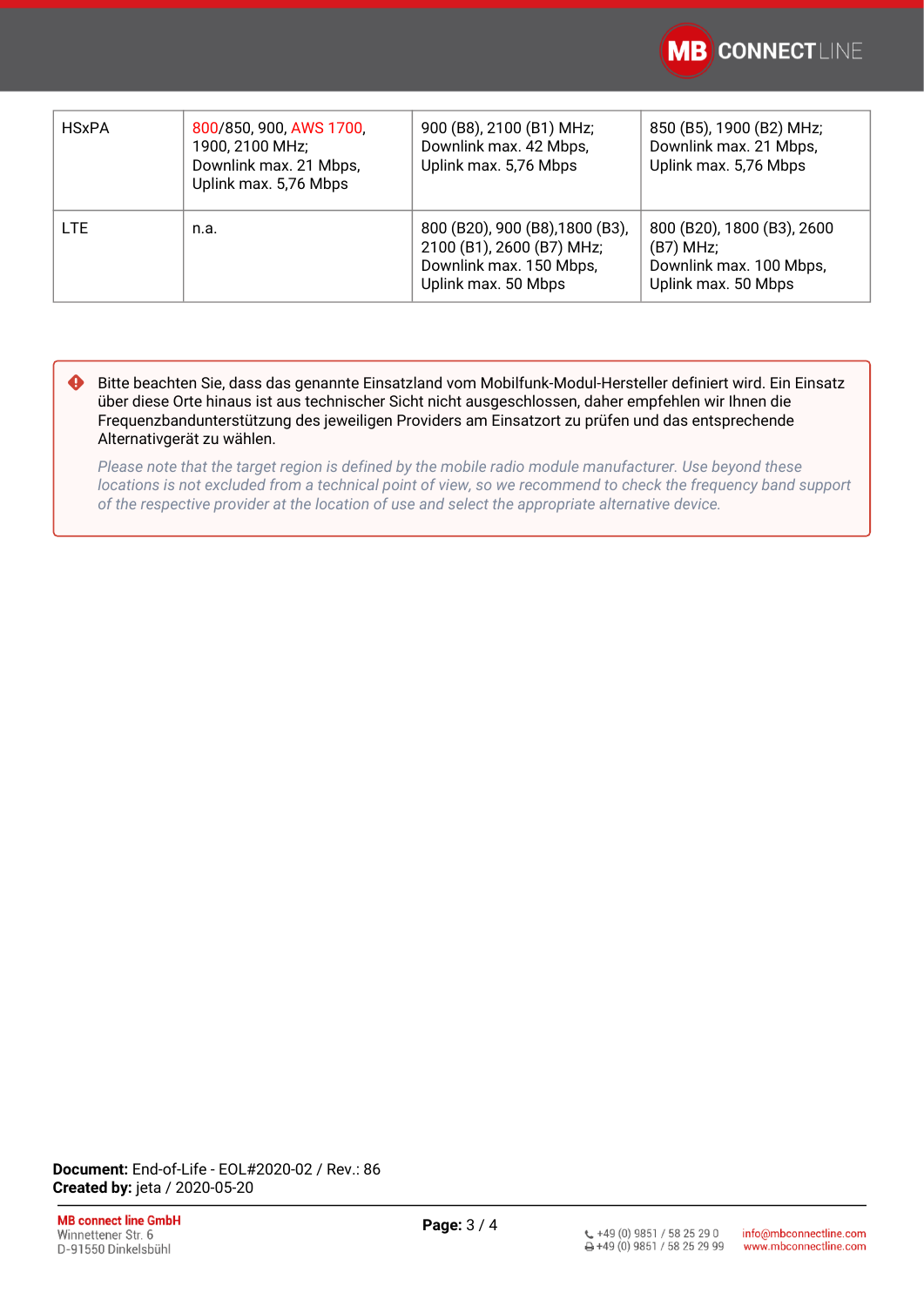| | | | |
|---|---|---|---|
| HSxPA | 800/850, 900, AWS 1700, 1900, 2100 MHz;<br>Downlink max. 21 Mbps,<br>Uplink max. 5,76 Mbps | 900 (B8), 2100 (B1) MHz;<br>Downlink max. 42 Mbps,<br>Uplink max. 5,76 Mbps | 850 (B5), 1900 (B2) MHz;<br>Downlink max. 21 Mbps,<br>Uplink max. 5,76 Mbps |
| LTE | n.a. | 800 (B20), 900 (B8),1800 (B3), 2100 (B1), 2600 (B7) MHz;<br>Downlink max. 150 Mbps,<br>Uplink max. 50 Mbps | 800 (B20), 1800 (B3), 2600 (B7) MHz;<br>Downlink max. 100 Mbps,<br>Uplink max. 50 Mbps |

Bitte beachten Sie, dass das genannte Einsatzland vom Mobilfunk-Modul-Hersteller definiert wird. Ein Einsatz über diese Orte hinaus ist aus technischer Sicht nicht ausgeschlossen, daher empfehlen wir Ihnen die Frequenzbandunterstützung des jeweiligen Providers am Einsatzort zu prüfen und das entsprechende Alternativgerät zu wählen.

*Please note that the target region is defined by the mobile radio module manufacturer. Use beyond these locations is not excluded from a technical point of view, so we recommend to check the frequency band support of the respective provider at the location of use and select the appropriate alternative device.*

**Document:** End-of-Life - EOL#2020-02 / Rev.: 86
**Created by:** jeta / 2020-05-20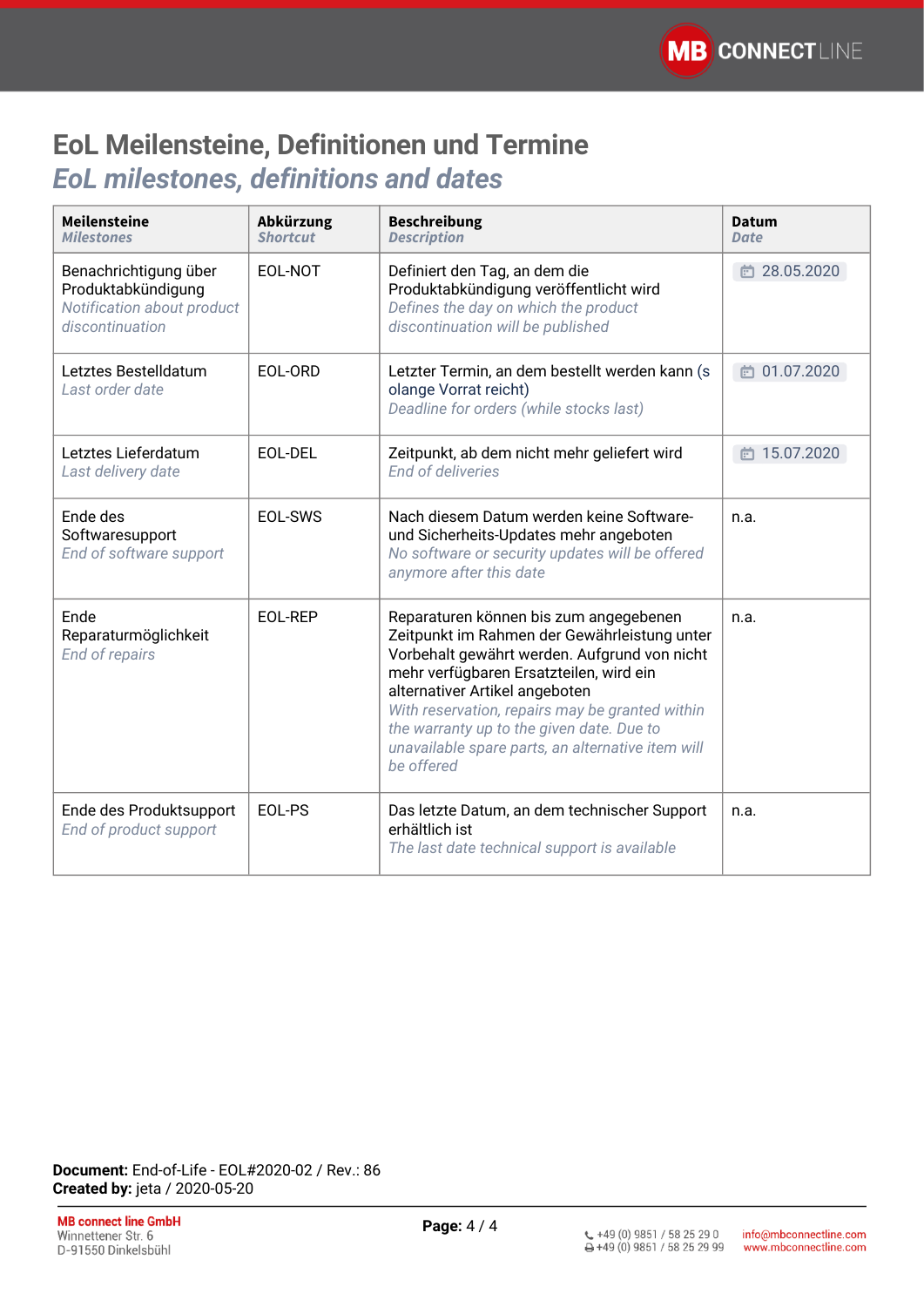# EoL Meilensteine, Definitionen und Termine

## *EoL milestones, definitions and dates*

| **Meilensteine** *Milestones* | **Abkürzung** *Shortcut* | **Beschreibung** *Description* | **Datum** *Date* |
|---|---|---|---|
| Benachrichtigung über Produktabkündigung *Notification about product discontinuation* | EOL-NOT | Definiert den Tag, an dem die Produktabkündigung veröffentlicht wird *Defines the day on which the product discontinuation will be published* | 28.05.2020 |
| Letztes Bestelldatum *Last order date* | EOL-ORD | Letzter Termin, an dem bestellt werden kann (solange Vorrat reicht) *Deadline for orders (while stocks last)* | 01.07.2020 |
| Letztes Lieferdatum *Last delivery date* | EOL-DEL | Zeitpunkt, ab dem nicht mehr geliefert wird *End of deliveries* | 15.07.2020 |
| Ende des Softwaresupport *End of software support* | EOL-SWS | Nach diesem Datum werden keine Software- und Sicherheits-Updates mehr angeboten *No software or security updates will be offered anymore after this date* | n.a. |
| Ende Reparaturmöglichkeit *End of repairs* | EOL-REP | Reparaturen können bis zum angegebenen Zeitpunkt im Rahmen der Gewährleistung unter Vorbehalt gewährt werden. Aufgrund von nicht mehr verfügbaren Ersatzteilen, wird ein alternativer Artikel angeboten *With reservation, repairs may be granted within the warranty up to the given date. Due to unavailable spare parts, an alternative item will be offered* | n.a. |
| Ende des Produktsupport *End of product support* | EOL-PS | Das letzte Datum, an dem technischer Support erhältlich ist *The last date technical support is available* | n.a. |